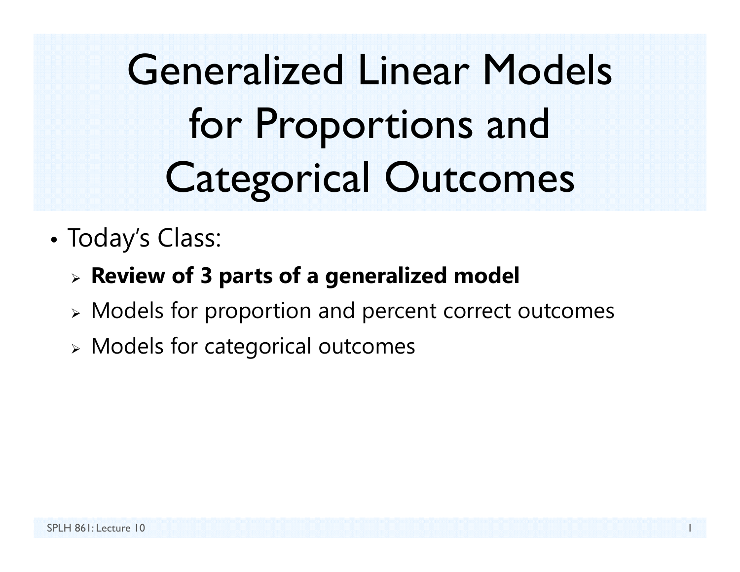# Generalized Linear Models for Proportions and Categorical Outcomes

- Today's Class:
  - **Review of 3 parts of a generalized model**
  - Models for proportion and percent correct outcomes
  - Models for categorical outcomes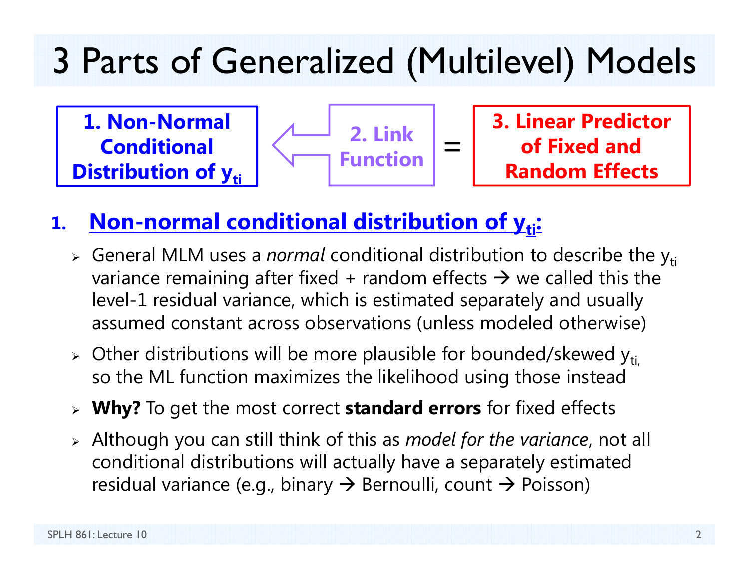# 3 Parts of Generalized (Multilevel) Models

**1. Non-Normal Conditional Distribution of $y_{ti}$** ⇐ **2. Link Function** = **3. Linear Predictor of Fixed and Random Effects**

1. **Non-normal conditional distribution of $y_{ti}$:**
   - General MLM uses a *normal* conditional distribution to describe the $y_{ti}$ variance remaining after fixed + random effects → we called this the level-1 residual variance, which is estimated separately and usually assumed constant across observations (unless modeled otherwise)
   - Other distributions will be more plausible for bounded/skewed $y_{ti}$, so the ML function maximizes the likelihood using those instead
   - **Why?** To get the most correct **standard errors** for fixed effects
   - Although you can still think of this as *model for the variance*, not all conditional distributions will actually have a separately estimated residual variance (e.g., binary → Bernoulli, count → Poisson)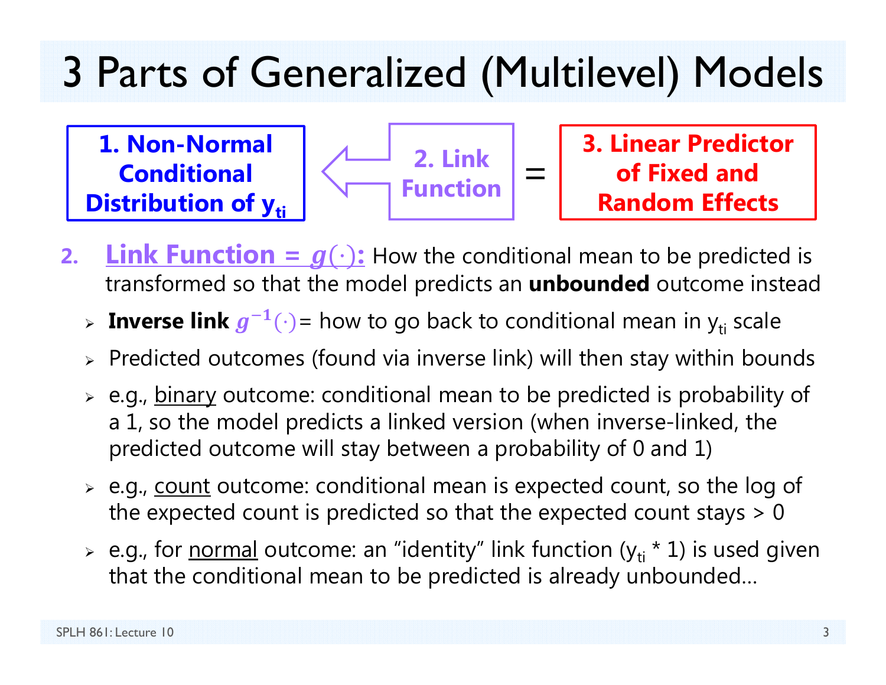# 3 Parts of Generalized (Multilevel) Models

**1. Non-Normal Conditional Distribution of $y_{ti}$** ⇐ **2. Link Function** = **3. Linear Predictor of Fixed and Random Effects**

2. **Link Function = $g(\cdot)$:** How the conditional mean to be predicted is transformed so that the model predicts an **unbounded** outcome instead
   - **Inverse link** $g^{-1}(\cdot)$ = how to go back to conditional mean in $y_{ti}$ scale
   - Predicted outcomes (found via inverse link) will then stay within bounds
   - e.g., binary outcome: conditional mean to be predicted is probability of a 1, so the model predicts a linked version (when inverse-linked, the predicted outcome will stay between a probability of 0 and 1)
   - e.g., count outcome: conditional mean is expected count, so the log of the expected count is predicted so that the expected count stays > 0
   - e.g., for normal outcome: an "identity" link function ($y_{ti}$ * 1) is used given that the conditional mean to be predicted is already unbounded…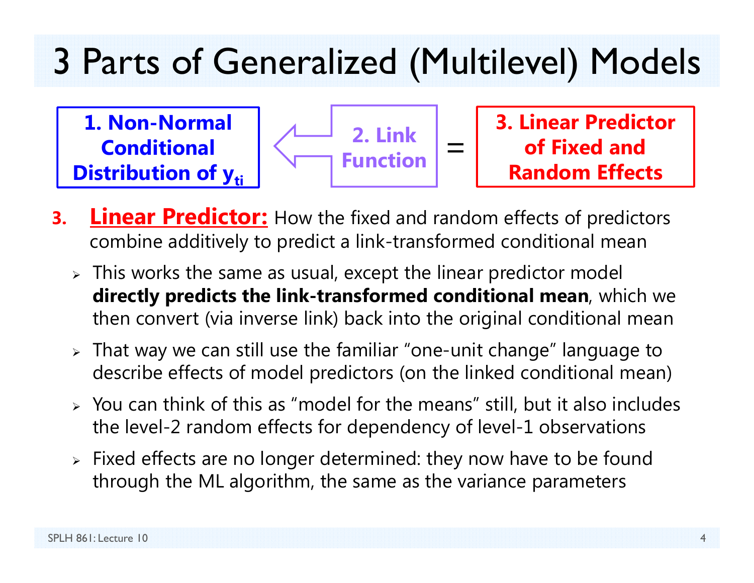# 3 Parts of Generalized (Multilevel) Models

**1. Non-Normal Conditional Distribution of $y_{ti}$** ⇐ **2. Link Function** = **3. Linear Predictor of Fixed and Random Effects**

3. **Linear Predictor:** How the fixed and random effects of predictors combine additively to predict a link-transformed conditional mean
   - This works the same as usual, except the linear predictor model **directly predicts the link-transformed conditional mean**, which we then convert (via inverse link) back into the original conditional mean
   - That way we can still use the familiar "one-unit change" language to describe effects of model predictors (on the linked conditional mean)
   - You can think of this as "model for the means" still, but it also includes the level-2 random effects for dependency of level-1 observations
   - Fixed effects are no longer determined: they now have to be found through the ML algorithm, the same as the variance parameters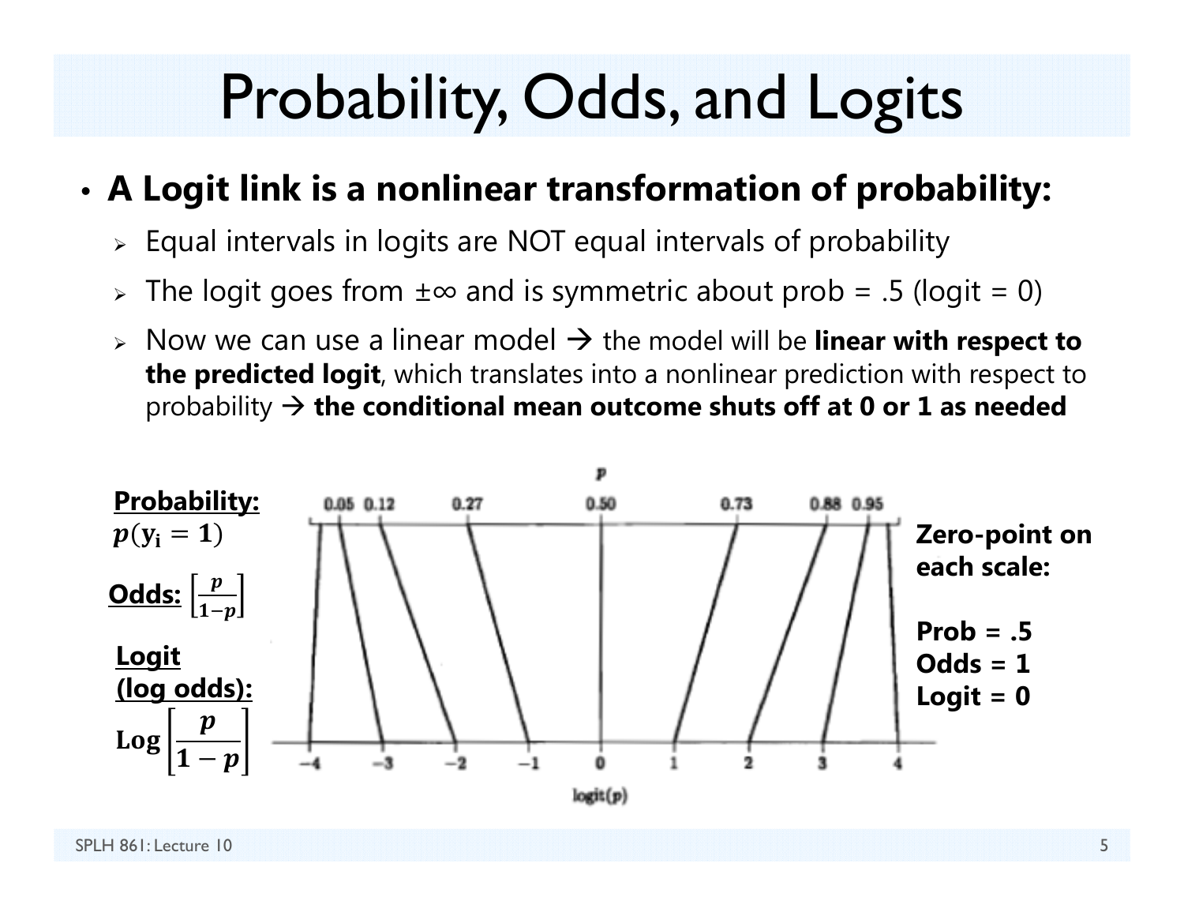# Probability, Odds, and Logits

- **A Logit link is a nonlinear transformation of probability:**
  - Equal intervals in logits are NOT equal intervals of probability
  - The logit goes from ±∞ and is symmetric about prob = .5 (logit = 0)
  - Now we can use a linear model → the model will be **linear with respect to the predicted logit**, which translates into a nonlinear prediction with respect to probability → **the conditional mean outcome shuts off at 0 or 1 as needed**

**Probability:** $p(y_i = 1)$

**Odds:** $\left[\frac{p}{1-p}\right]$

**Logit (log odds):** $\text{Log}\left[\frac{p}{1-p}\right]$

p: 0.05, 0.12, 0.27, 0.50, 0.73, 0.88, 0.95

logit(p): −4, −3, −2, −1, 0, 1, 2, 3, 4

**Zero-point on each scale:**

**Prob = .5**
**Odds = 1**
**Logit = 0**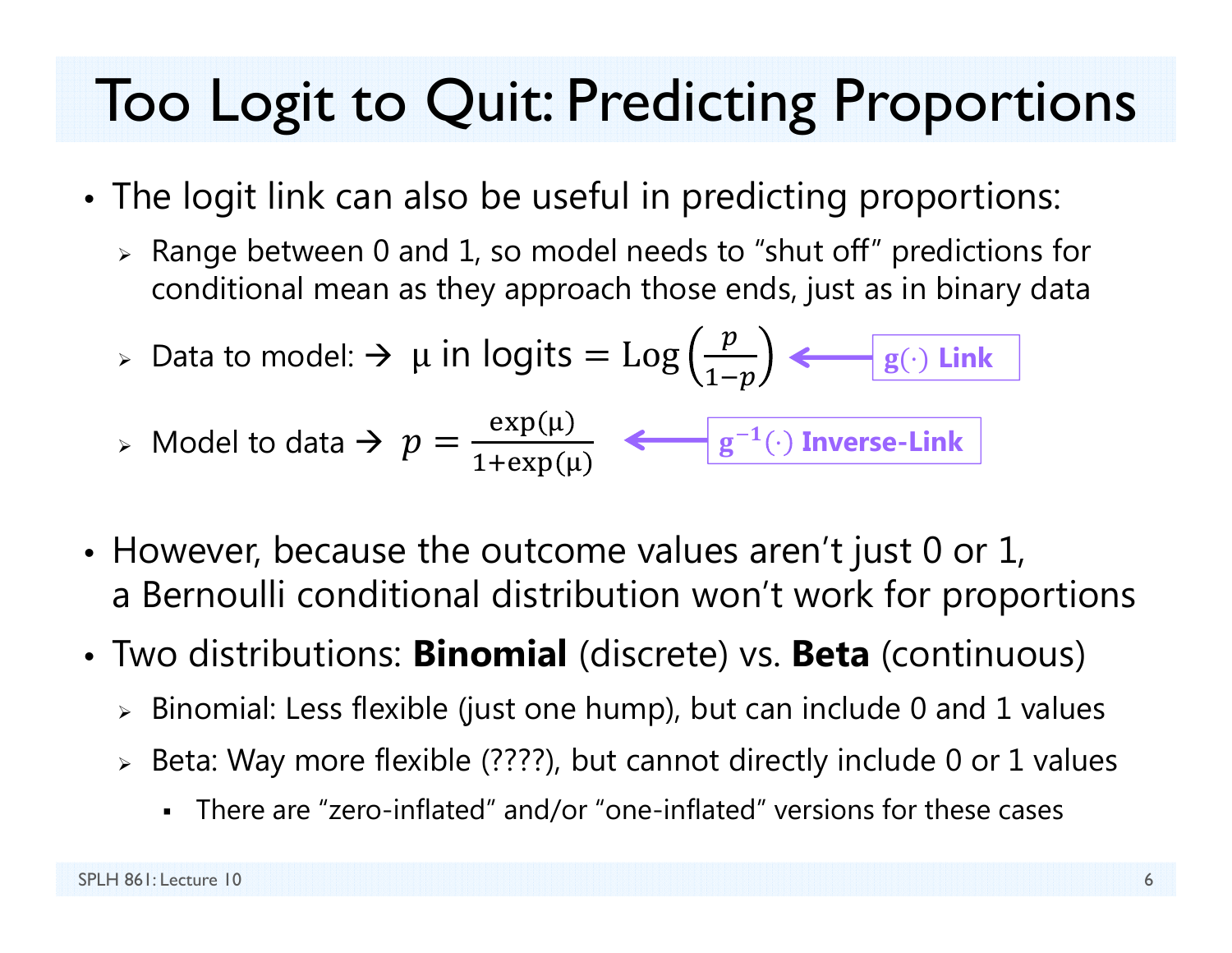# Too Logit to Quit: Predicting Proportions

- The logit link can also be useful in predicting proportions:
  - Range between 0 and 1, so model needs to "shut off" predictions for conditional mean as they approach those ends, just as in binary data
  - Data to model: → $\mu$ in logits $= \text{Log}\left(\frac{p}{1-p}\right)$ ← $g(\cdot)$ **Link**
  - Model to data → $p = \frac{\exp(\mu)}{1+\exp(\mu)}$ ← $g^{-1}(\cdot)$ **Inverse-Link**

- However, because the outcome values aren't just 0 or 1, a Bernoulli conditional distribution won't work for proportions
- Two distributions: **Binomial** (discrete) vs. **Beta** (continuous)
  - Binomial: Less flexible (just one hump), but can include 0 and 1 values
  - Beta: Way more flexible (????), but cannot directly include 0 or 1 values
    - There are "zero-inflated" and/or "one-inflated" versions for these cases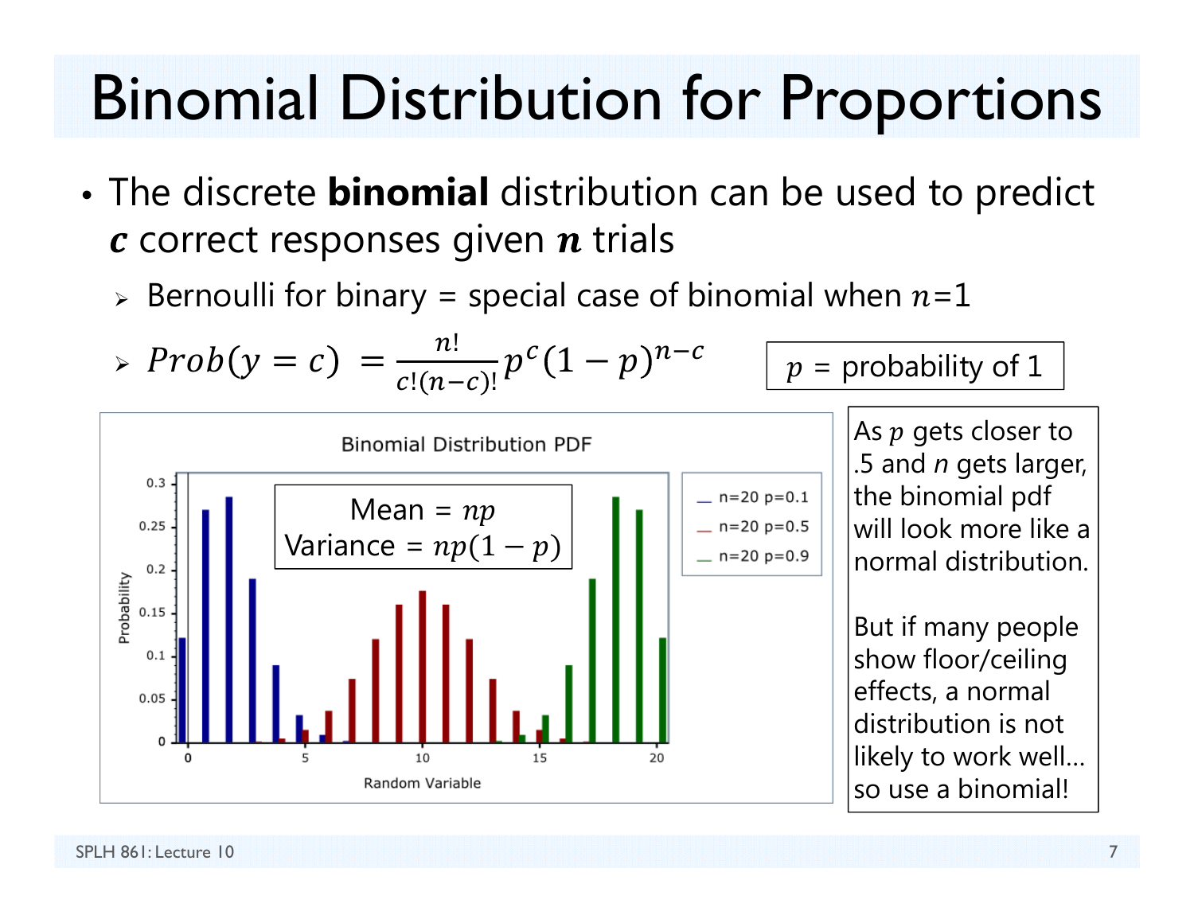# Binomial Distribution for Proportions

- The discrete **binomial** distribution can be used to predict $c$ correct responses given $n$ trials
  - Bernoulli for binary = special case of binomial when $n=1$
  - $Prob(y = c) = \frac{n!}{c!(n-c)!} p^c (1-p)^{n-c}$

$p$ = probability of 1

Binomial Distribution PDF

Mean = $np$

Variance = $np(1-p)$

n=20 p=0.1

n=20 p=0.5

n=20 p=0.9

As $p$ gets closer to .5 and $n$ gets larger, the binomial pdf will look more like a normal distribution.

But if many people show floor/ceiling effects, a normal distribution is not likely to work well… so use a binomial!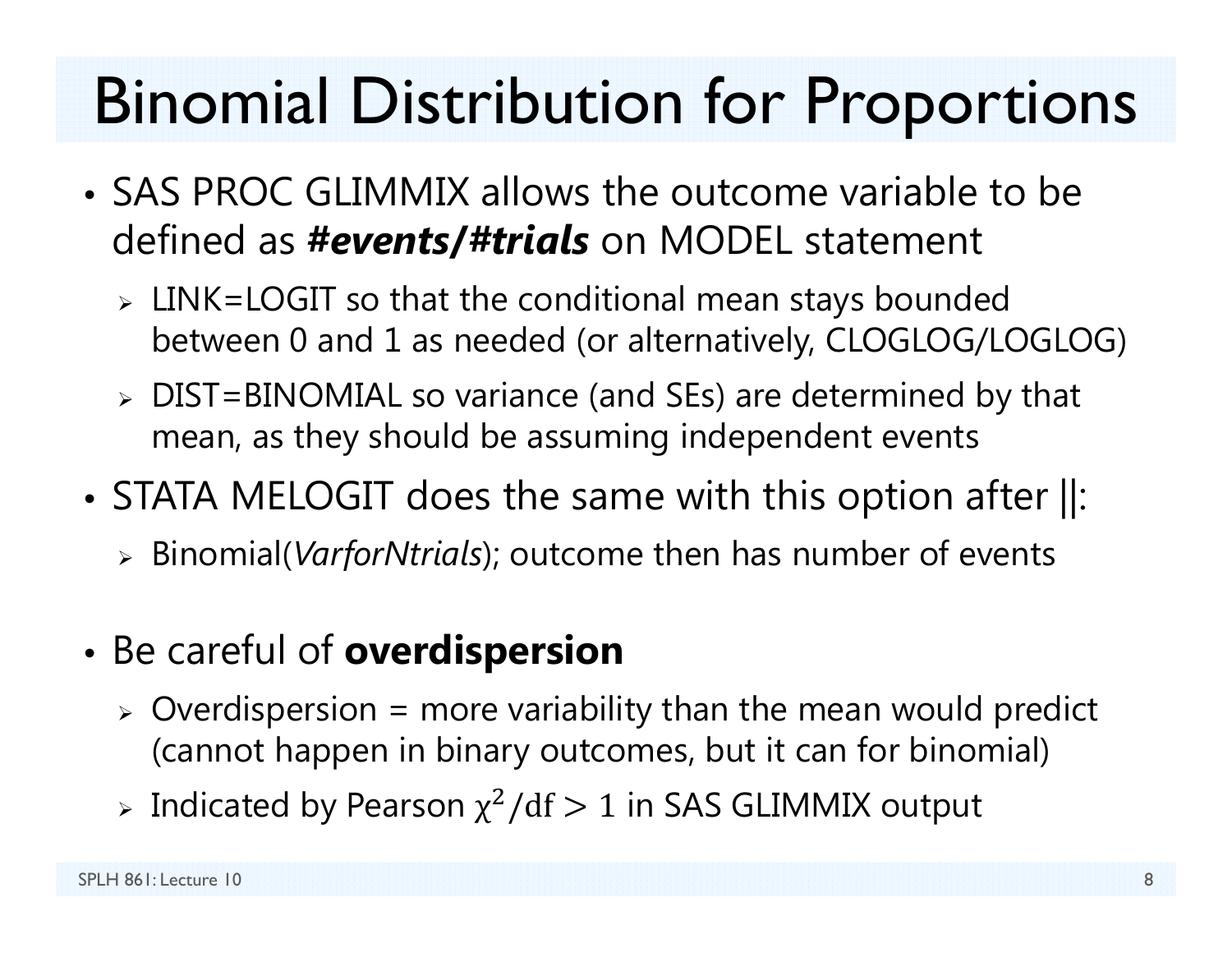# Binomial Distribution for Proportions

- SAS PROC GLIMMIX allows the outcome variable to be defined as ***#events/#trials*** on MODEL statement
  - LINK=LOGIT so that the conditional mean stays bounded between 0 and 1 as needed (or alternatively, CLOGLOG/LOGLOG)
  - DIST=BINOMIAL so variance (and SEs) are determined by that mean, as they should be assuming independent events
- STATA MELOGIT does the same with this option after ||:
  - Binomial(*VarforNtrials*); outcome then has number of events
- Be careful of **overdispersion**
  - Overdispersion = more variability than the mean would predict (cannot happen in binary outcomes, but it can for binomial)
  - Indicated by Pearson $\chi^2/\text{df} > 1$ in SAS GLIMMIX output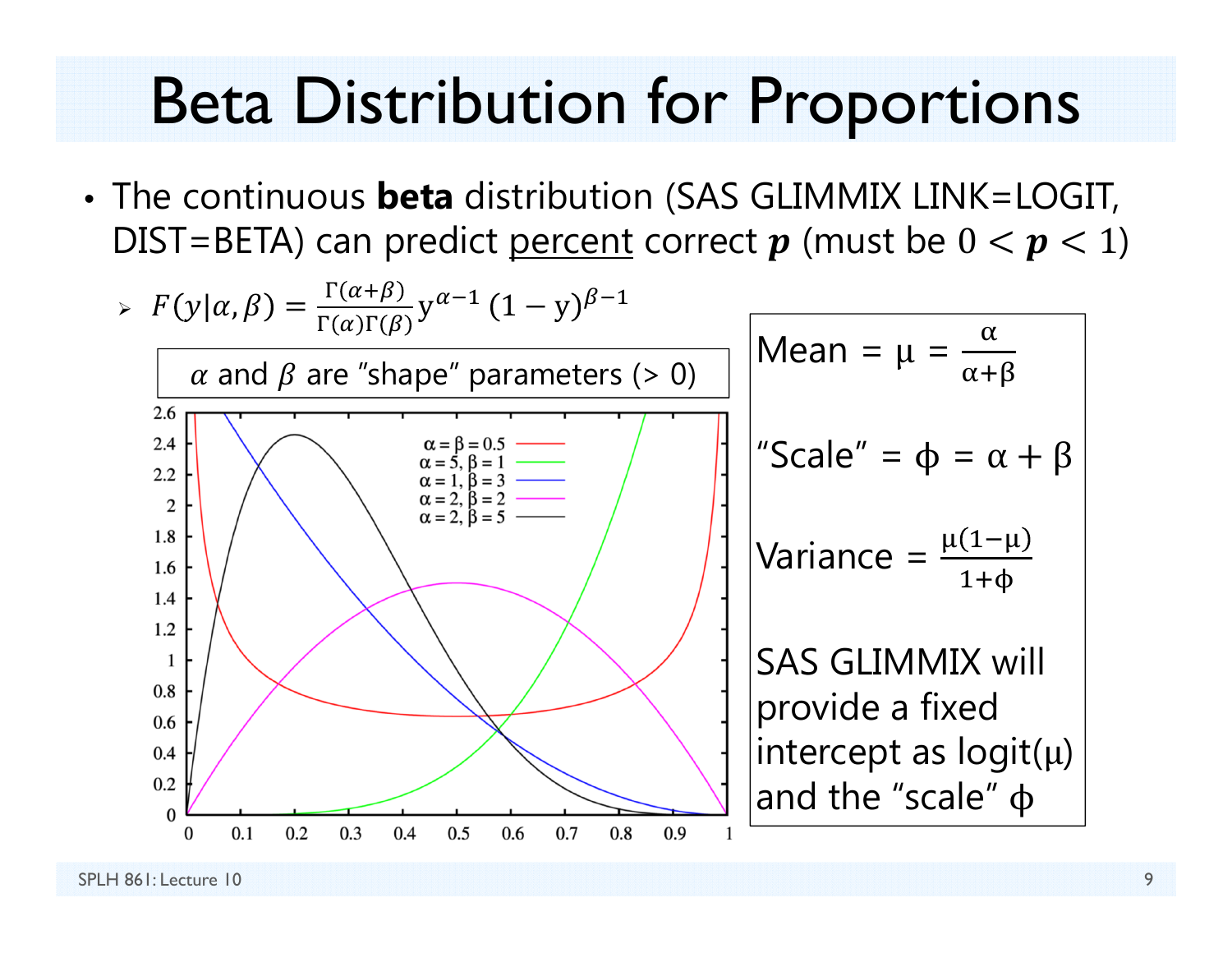# Beta Distribution for Proportions

- The continuous **beta** distribution (SAS GLIMMIX LINK=LOGIT, DIST=BETA) can predict percent correct $\boldsymbol{p}$ (must be $0 < \boldsymbol{p} < 1$)
  - $F(y|\alpha, \beta) = \frac{\Gamma(\alpha+\beta)}{\Gamma(\alpha)\Gamma(\beta)} y^{\alpha-1} (1-y)^{\beta-1}$

$\alpha$ and $\beta$ are "shape" parameters (> 0)

Mean = $\mu = \frac{\alpha}{\alpha+\beta}$

"Scale" = $\phi = \alpha + \beta$

Variance = $\frac{\mu(1-\mu)}{1+\phi}$

SAS GLIMMIX will provide a fixed intercept as logit($\mu$) and the "scale" $\phi$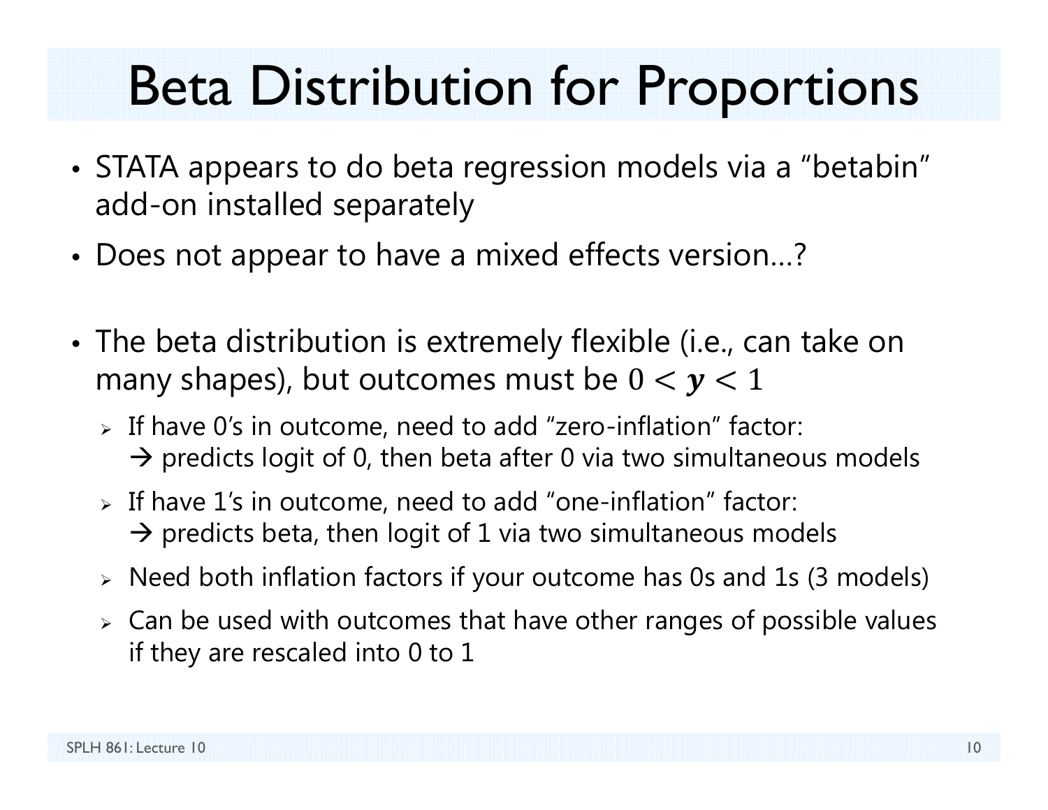# Beta Distribution for Proportions

- STATA appears to do beta regression models via a “betabin” add-on installed separately
- Does not appear to have a mixed effects version…?
- The beta distribution is extremely flexible (i.e., can take on many shapes), but outcomes must be $0 < y < 1$
  - If have 0’s in outcome, need to add “zero-inflation” factor: → predicts logit of 0, then beta after 0 via two simultaneous models
  - If have 1’s in outcome, need to add “one-inflation” factor: → predicts beta, then logit of 1 via two simultaneous models
  - Need both inflation factors if your outcome has 0s and 1s (3 models)
  - Can be used with outcomes that have other ranges of possible values if they are rescaled into 0 to 1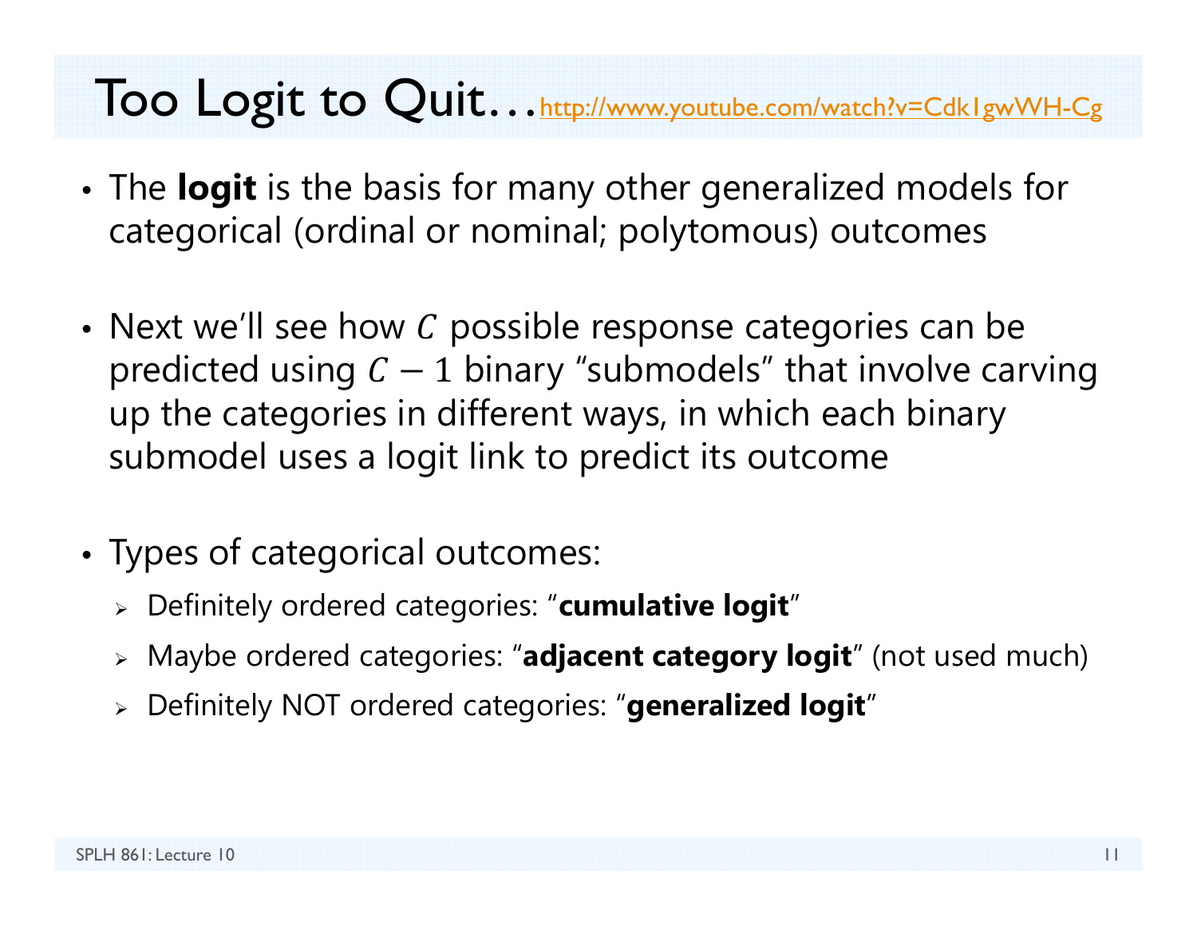# Too Logit to Quit… http://www.youtube.com/watch?v=Cdk1gwWH-Cg

- The **logit** is the basis for many other generalized models for categorical (ordinal or nominal; polytomous) outcomes

- Next we'll see how $C$ possible response categories can be predicted using $C - 1$ binary "submodels" that involve carving up the categories in different ways, in which each binary submodel uses a logit link to predict its outcome

- Types of categorical outcomes:
  - Definitely ordered categories: "**cumulative logit**"
  - Maybe ordered categories: "**adjacent category logit**" (not used much)
  - Definitely NOT ordered categories: "**generalized logit**"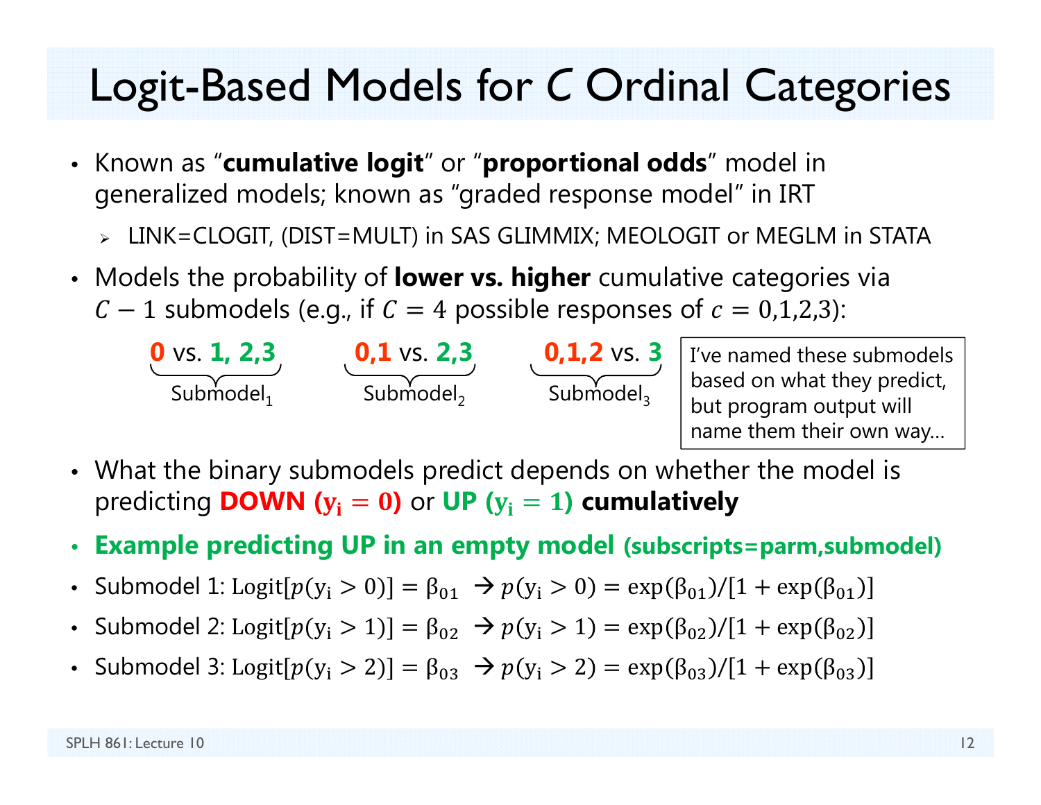# Logit-Based Models for *C* Ordinal Categories

- Known as "**cumulative logit**" or "**proportional odds**" model in generalized models; known as "graded response model" in IRT
  - LINK=CLOGIT, (DIST=MULT) in SAS GLIMMIX; MEOLOGIT or MEGLM in STATA
- Models the probability of **lower vs. higher** cumulative categories via $C - 1$ submodels (e.g., if $C = 4$ possible responses of $c = 0,1,2,3$):

**0** vs. **1, 2,3** — Submodel$_1$ | **0,1** vs. **2,3** — Submodel$_2$ | **0,1,2** vs. **3** — Submodel$_3$

> I've named these submodels based on what they predict, but program output will name them their own way…

- What the binary submodels predict depends on whether the model is predicting **DOWN** $(\mathbf{y_i = 0})$ or **UP** $(\mathbf{y_i = 1})$ **cumulatively**
- **Example predicting UP in an empty model (subscripts=parm,submodel)**
- Submodel 1: $\text{Logit}[p(\text{y}_\text{i} > 0)] = \beta_{01}$ → $p(\text{y}_\text{i} > 0) = \exp(\beta_{01})/[1 + \exp(\beta_{01})]$
- Submodel 2: $\text{Logit}[p(\text{y}_\text{i} > 1)] = \beta_{02}$ → $p(\text{y}_\text{i} > 1) = \exp(\beta_{02})/[1 + \exp(\beta_{02})]$
- Submodel 3: $\text{Logit}[p(\text{y}_\text{i} > 2)] = \beta_{03}$ → $p(\text{y}_\text{i} > 2) = \exp(\beta_{03})/[1 + \exp(\beta_{03})]$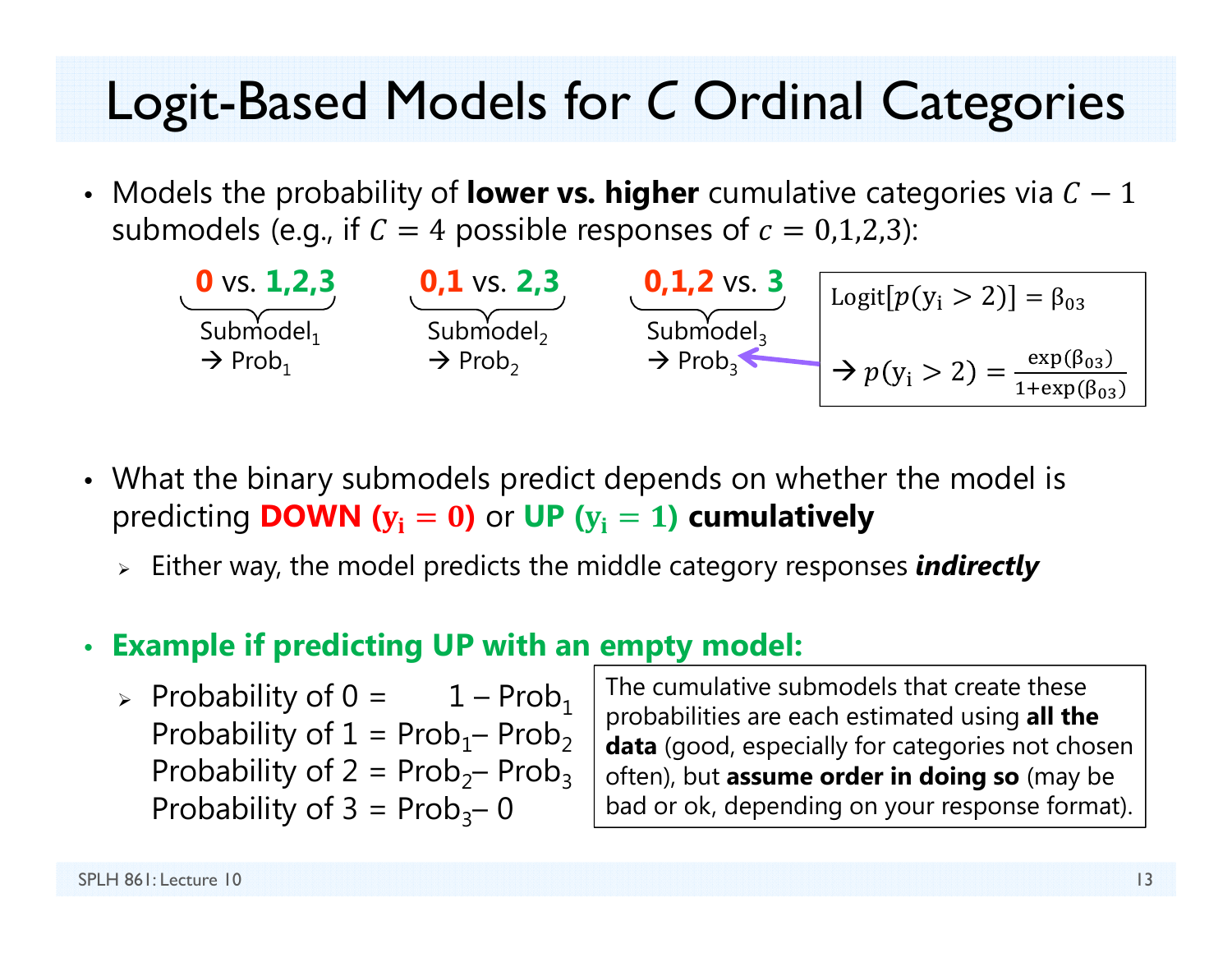# Logit-Based Models for $C$ Ordinal Categories

- Models the probability of **lower vs. higher** cumulative categories via $C-1$ submodels (e.g., if $C=4$ possible responses of $c=0,1,2,3$):

  - **0** vs. **1,2,3** → Submodel$_1$ → Prob$_1$
  - **0,1** vs. **2,3** → Submodel$_2$ → Prob$_2$
  - **0,1,2** vs. **3** → Submodel$_3$ → Prob$_3$

  $$\text{Logit}[p(\text{y}_\text{i} > 2)] = \beta_{03}$$

  $$\rightarrow p(\text{y}_\text{i} > 2) = \frac{\exp(\beta_{03})}{1+\exp(\beta_{03})}$$

- What the binary submodels predict depends on whether the model is predicting **DOWN ($\mathbf{y_i = 0}$)** or **UP ($\mathbf{y_i = 1}$)** **cumulatively**
  - Either way, the model predicts the middle category responses ***indirectly***

- **Example if predicting UP with an empty model:**
  - Probability of 0 = 1 – Prob$_1$
    Probability of 1 = Prob$_1$ – Prob$_2$
    Probability of 2 = Prob$_2$ – Prob$_3$
    Probability of 3 = Prob$_3$ – 0

The cumulative submodels that create these probabilities are each estimated using **all the data** (good, especially for categories not chosen often), but **assume order in doing so** (may be bad or ok, depending on your response format).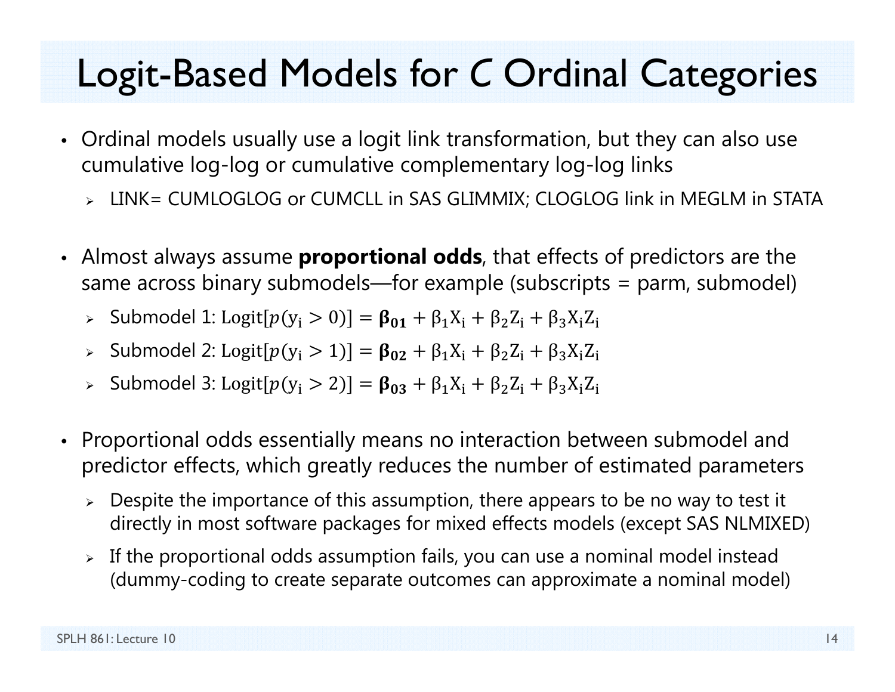# Logit-Based Models for *C* Ordinal Categories

- Ordinal models usually use a logit link transformation, but they can also use cumulative log-log or cumulative complementary log-log links
  - LINK= CUMLOGLOG or CUMCLL in SAS GLIMMIX; CLOGLOG link in MEGLM in STATA

- Almost always assume **proportional odds**, that effects of predictors are the same across binary submodels—for example (subscripts = parm, submodel)
  - Submodel 1: $\text{Logit}[p(\text{y}_\text{i} > 0)] = \boldsymbol{\beta_{01}} + \beta_1\text{X}_\text{i} + \beta_2\text{Z}_\text{i} + \beta_3\text{X}_\text{i}\text{Z}_\text{i}$
  - Submodel 2: $\text{Logit}[p(\text{y}_\text{i} > 1)] = \boldsymbol{\beta_{02}} + \beta_1\text{X}_\text{i} + \beta_2\text{Z}_\text{i} + \beta_3\text{X}_\text{i}\text{Z}_\text{i}$
  - Submodel 3: $\text{Logit}[p(\text{y}_\text{i} > 2)] = \boldsymbol{\beta_{03}} + \beta_1\text{X}_\text{i} + \beta_2\text{Z}_\text{i} + \beta_3\text{X}_\text{i}\text{Z}_\text{i}$

- Proportional odds essentially means no interaction between submodel and predictor effects, which greatly reduces the number of estimated parameters
  - Despite the importance of this assumption, there appears to be no way to test it directly in most software packages for mixed effects models (except SAS NLMIXED)
  - If the proportional odds assumption fails, you can use a nominal model instead (dummy-coding to create separate outcomes can approximate a nominal model)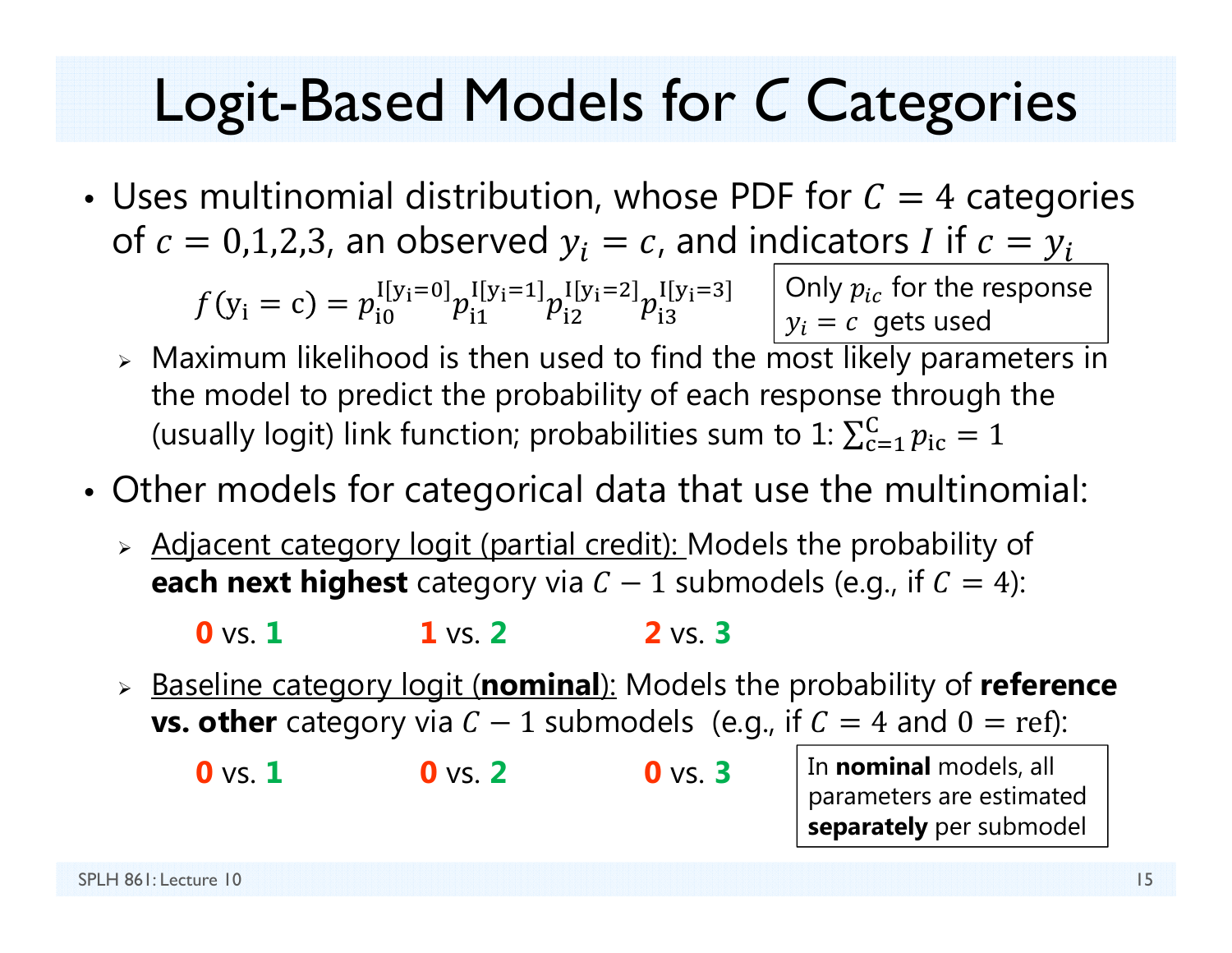# Logit-Based Models for $C$ Categories

- Uses multinomial distribution, whose PDF for $C = 4$ categories of $c = 0,1,2,3$, an observed $y_i = c$, and indicators $I$ if $c = y_i$

$$f(\mathrm{y_i = c}) = p_{\mathrm{i0}}^{\mathrm{I[y_i=0]}} p_{\mathrm{i1}}^{\mathrm{I[y_i=1]}} p_{\mathrm{i2}}^{\mathrm{I[y_i=2]}} p_{\mathrm{i3}}^{\mathrm{I[y_i=3]}}$$

Only $p_{ic}$ for the response $y_i = c$ gets used

  - Maximum likelihood is then used to find the most likely parameters in the model to predict the probability of each response through the (usually logit) link function; probabilities sum to 1: $\sum_{\mathrm{c=1}}^{\mathrm{C}} p_{\mathrm{ic}} = 1$

- Other models for categorical data that use the multinomial:
  - Adjacent category logit (partial credit): Models the probability of **each next highest** category via $C - 1$ submodels (e.g., if $C = 4$):

    **0** vs. **1**     **1** vs. **2**     **2** vs. **3**

  - Baseline category logit (**nominal**): Models the probability of **reference vs. other** category via $C - 1$ submodels (e.g., if $C = 4$ and $0 = \mathrm{ref}$):

    **0** vs. **1**     **0** vs. **2**     **0** vs. **3**

In **nominal** models, all parameters are estimated **separately** per submodel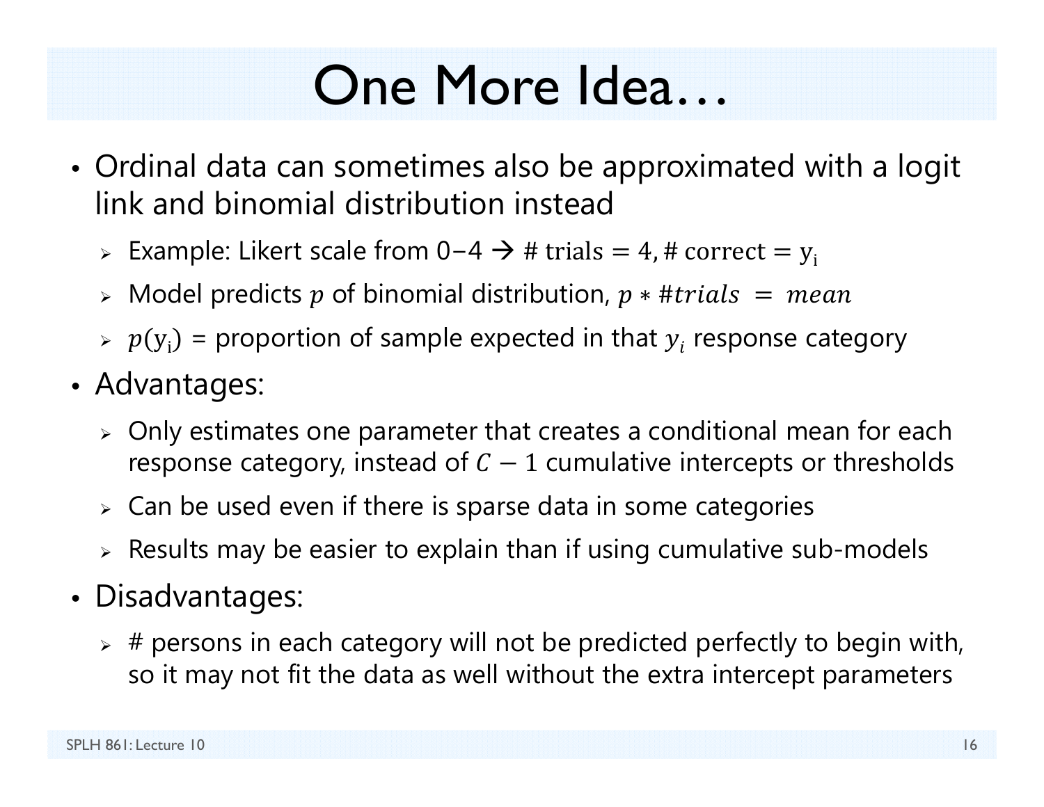# One More Idea…

- Ordinal data can sometimes also be approximated with a logit link and binomial distribution instead
  - Example: Likert scale from 0−4 → $\text{\# trials} = 4, \text{\# correct} = \text{y}_\text{i}$
  - Model predicts $p$ of binomial distribution, $p * \#trials \;=\; mean$
  - $p(\text{y}_\text{i})$ = proportion of sample expected in that $y_i$ response category
- Advantages:
  - Only estimates one parameter that creates a conditional mean for each response category, instead of $C - 1$ cumulative intercepts or thresholds
  - Can be used even if there is sparse data in some categories
  - Results may be easier to explain than if using cumulative sub-models
- Disadvantages:
  - # persons in each category will not be predicted perfectly to begin with, so it may not fit the data as well without the extra intercept parameters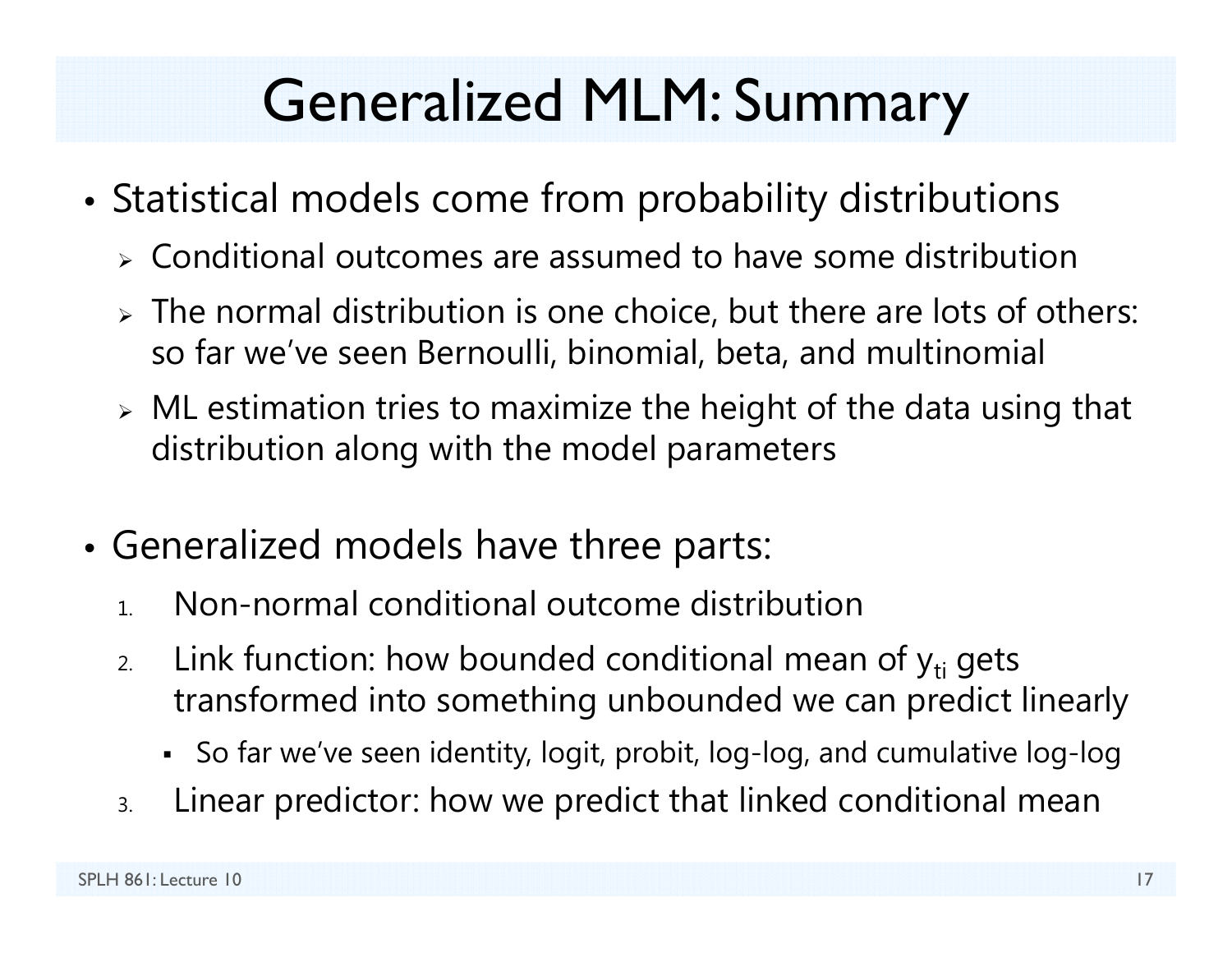# Generalized MLM: Summary

- Statistical models come from probability distributions
  - Conditional outcomes are assumed to have some distribution
  - The normal distribution is one choice, but there are lots of others: so far we've seen Bernoulli, binomial, beta, and multinomial
  - ML estimation tries to maximize the height of the data using that distribution along with the model parameters

- Generalized models have three parts:
  1. Non-normal conditional outcome distribution
  2. Link function: how bounded conditional mean of $y_{ti}$ gets transformed into something unbounded we can predict linearly
     - So far we've seen identity, logit, probit, log-log, and cumulative log-log
  3. Linear predictor: how we predict that linked conditional mean